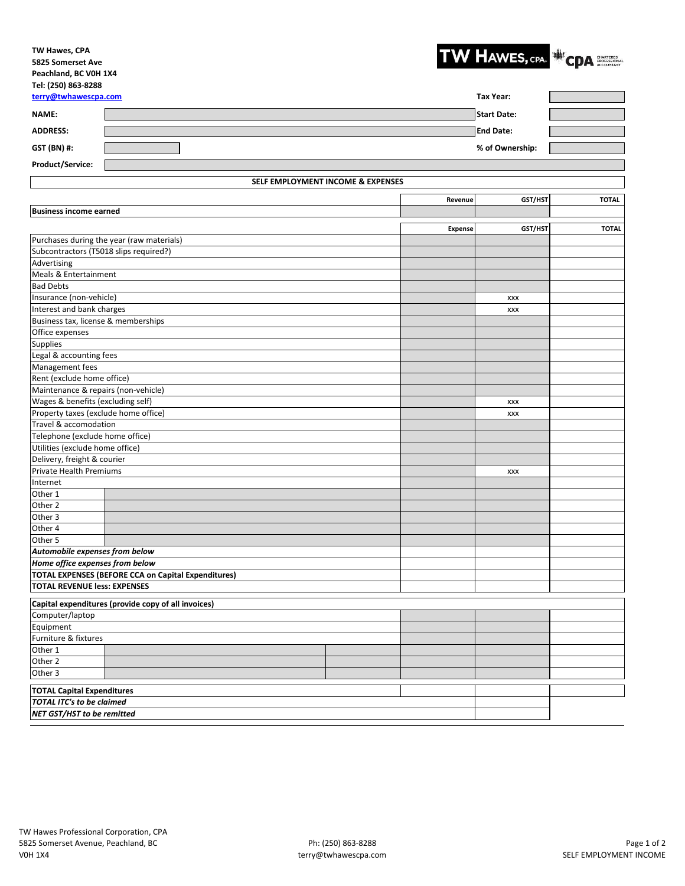TW Hawes, CPA
5825 Somerset Ave
Peachland, BC V0H 1X4
Tel: (250) 863-8288
terry@twhawescpa.com

TW HAWES, CPA | CPA CHARTERED PROFESSIONAL ACCOUNTANT

| | | | |
|---|---|---|---|
| **NAME:** | | **Tax Year:** | |
| **ADDRESS:** | | **Start Date:** | |
| | | **End Date:** | |
| **GST (BN) #:** | | **% of Ownership:** | |
| **Product/Service:** | | | |

## SELF EMPLOYMENT INCOME & EXPENSES

| | Revenue | GST/HST | TOTAL |
|---|---|---|---|
| **Business income earned** | | | |

| | Expense | GST/HST | TOTAL |
|---|---|---|---|
| Purchases during the year (raw materials) | | | |
| Subcontractors (T5018 slips required?) | | | |
| Advertising | | | |
| Meals & Entertainment | | | |
| Bad Debts | | | |
| Insurance (non-vehicle) | | xxx | |
| Interest and bank charges | | xxx | |
| Business tax, license & memberships | | | |
| Office expenses | | | |
| Supplies | | | |
| Legal & accounting fees | | | |
| Management fees | | | |
| Rent (exclude home office) | | | |
| Maintenance & repairs (non-vehicle) | | | |
| Wages & benefits (excluding self) | | xxx | |
| Property taxes (exclude home office) | | xxx | |
| Travel & accomodation | | | |
| Telephone (exclude home office) | | | |
| Utilities (exclude home office) | | | |
| Delivery, freight & courier | | | |
| Private Health Premiums | | xxx | |
| Internet | | | |
| Other 1 | | | |
| Other 2 | | | |
| Other 3 | | | |
| Other 4 | | | |
| Other 5 | | | |
| ***Automobile expenses from below*** | | | |
| ***Home office expenses from below*** | | | |
| **TOTAL EXPENSES (BEFORE CCA on Capital Expenditures)** | | | |
| **TOTAL REVENUE less: EXPENSES** | | | |

| **Capital expenditures (provide copy of all invoices)** | | | |
|---|---|---|---|
| Computer/laptop | | | |
| Equipment | | | |
| Furniture & fixtures | | | |
| Other 1 | | | |
| Other 2 | | | |
| Other 3 | | | |
| **TOTAL Capital Expenditures** | | | |
| ***TOTAL ITC's to be claimed*** | | | |
| ***NET GST/HST to be remitted*** | | | |

TW Hawes Professional Corporation, CPA
5825 Somerset Avenue, Peachland, BC
V0H 1X4

Ph: (250) 863-8288
terry@twhawescpa.com

SELF EMPLOYMENT INCOME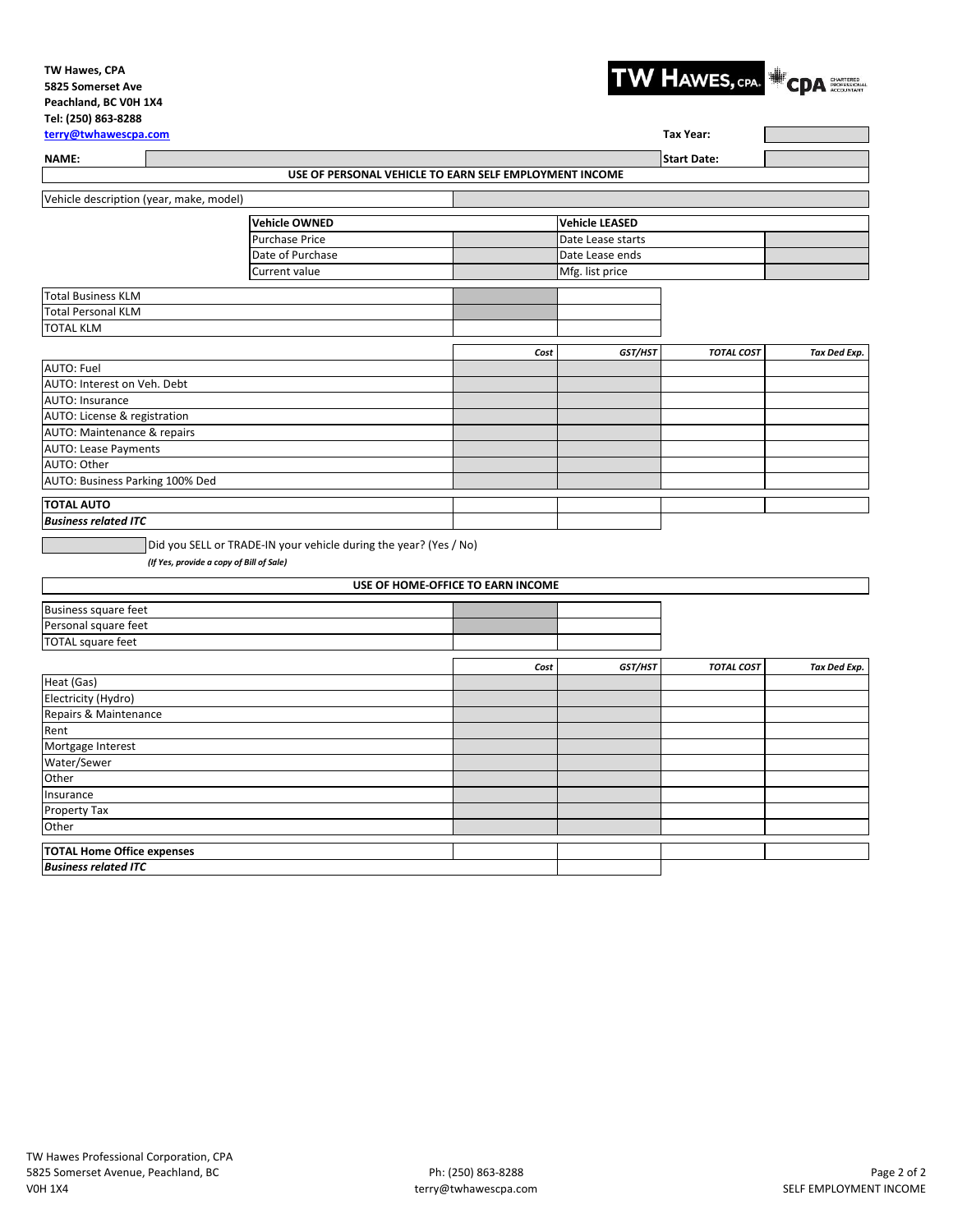**TW Hawes, CPA**
**5825 Somerset Ave**
**Peachland, BC V0H 1X4**
**Tel: (250) 863-8288**
**terry@twhawescpa.com**

**Tax Year:**

**NAME:** | **Start Date:**

## USE OF PERSONAL VEHICLE TO EARN SELF EMPLOYMENT INCOME

| | |
|---|---|
| Vehicle description (year, make, model) | |

| | | | |
|---|---|---|---|
| **Vehicle OWNED** | | **Vehicle LEASED** | |
| Purchase Price | | Date Lease starts | |
| Date of Purchase | | Date Lease ends | |
| Current value | | Mfg. list price | |

| | | |
|---|---|---|
| Total Business KLM | | |
| Total Personal KLM | | |
| TOTAL KLM | | |

| | *Cost* | *GST/HST* | *TOTAL COST* | *Tax Ded Exp.* |
|---|---|---|---|---|
| AUTO: Fuel | | | | |
| AUTO: Interest on Veh. Debt | | | | |
| AUTO: Insurance | | | | |
| AUTO: License & registration | | | | |
| AUTO: Maintenance & repairs | | | | |
| AUTO: Lease Payments | | | | |
| AUTO: Other | | | | |
| AUTO: Business Parking 100% Ded | | | | |
| **TOTAL AUTO** | | | | |
| ***Business related ITC*** | | | | |

\_\_\_\_\_\_\_\_ Did you SELL or TRADE-IN your vehicle during the year? (Yes / No)

*(If Yes, provide a copy of Bill of Sale)*

## USE OF HOME-OFFICE TO EARN INCOME

| | | |
|---|---|---|
| Business square feet | | |
| Personal square feet | | |
| TOTAL square feet | | |

| | *Cost* | *GST/HST* | *TOTAL COST* | *Tax Ded Exp.* |
|---|---|---|---|---|
| Heat (Gas) | | | | |
| Electricity (Hydro) | | | | |
| Repairs & Maintenance | | | | |
| Rent | | | | |
| Mortgage Interest | | | | |
| Water/Sewer | | | | |
| Other | | | | |
| Insurance | | | | |
| Property Tax | | | | |
| Other | | | | |
| **TOTAL Home Office expenses** | | | | |
| ***Business related ITC*** | | | | |